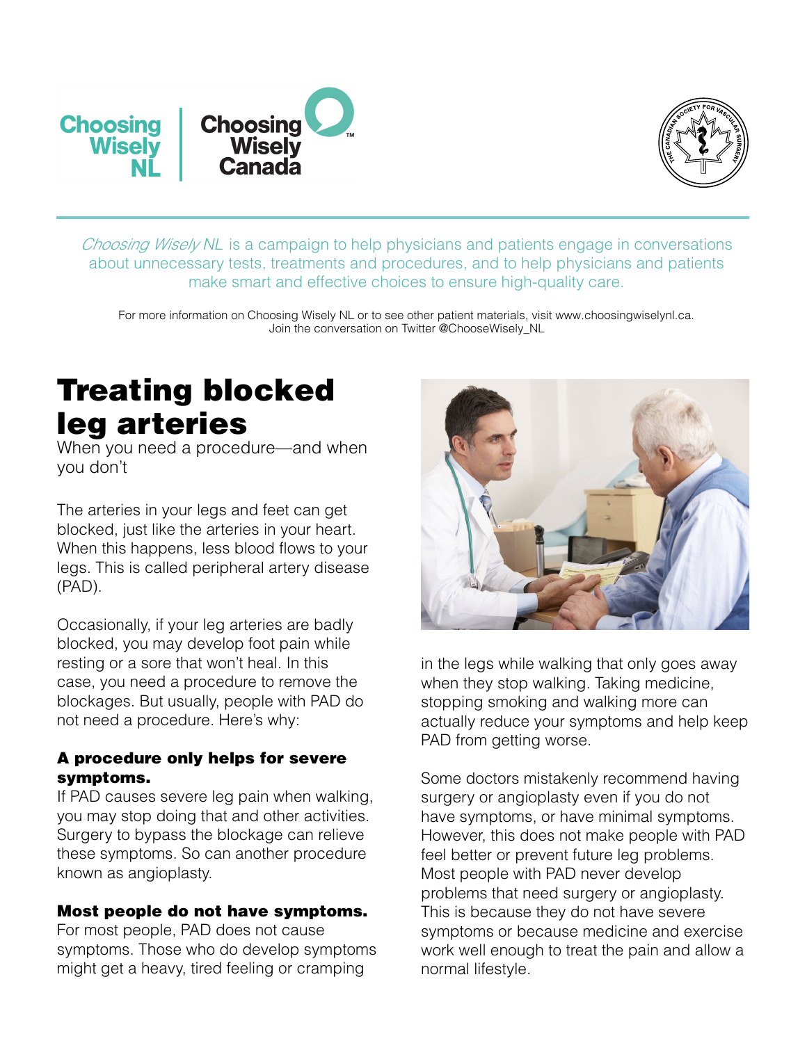Choosing Wisely NL | Choosing Wisely Canada

*Choosing Wisely NL* is a campaign to help physicians and patients engage in conversations about unnecessary tests, treatments and procedures, and to help physicians and patients make smart and effective choices to ensure high-quality care.

For more information on Choosing Wisely NL or to see other patient materials, visit www.choosingwiselynl.ca. Join the conversation on Twitter @ChooseWisely_NL

# Treating blocked leg arteries

When you need a procedure—and when you don't

The arteries in your legs and feet can get blocked, just like the arteries in your heart. When this happens, less blood flows to your legs. This is called peripheral artery disease (PAD).

Occasionally, if your leg arteries are badly blocked, you may develop foot pain while resting or a sore that won't heal. In this case, you need a procedure to remove the blockages. But usually, people with PAD do not need a procedure. Here's why:

### A procedure only helps for severe symptoms.

If PAD causes severe leg pain when walking, you may stop doing that and other activities. Surgery to bypass the blockage can relieve these symptoms. So can another procedure known as angioplasty.

### Most people do not have symptoms.

For most people, PAD does not cause symptoms. Those who do develop symptoms might get a heavy, tired feeling or cramping in the legs while walking that only goes away when they stop walking. Taking medicine, stopping smoking and walking more can actually reduce your symptoms and help keep PAD from getting worse.

Some doctors mistakenly recommend having surgery or angioplasty even if you do not have symptoms, or have minimal symptoms. However, this does not make people with PAD feel better or prevent future leg problems. Most people with PAD never develop problems that need surgery or angioplasty. This is because they do not have severe symptoms or because medicine and exercise work well enough to treat the pain and allow a normal lifestyle.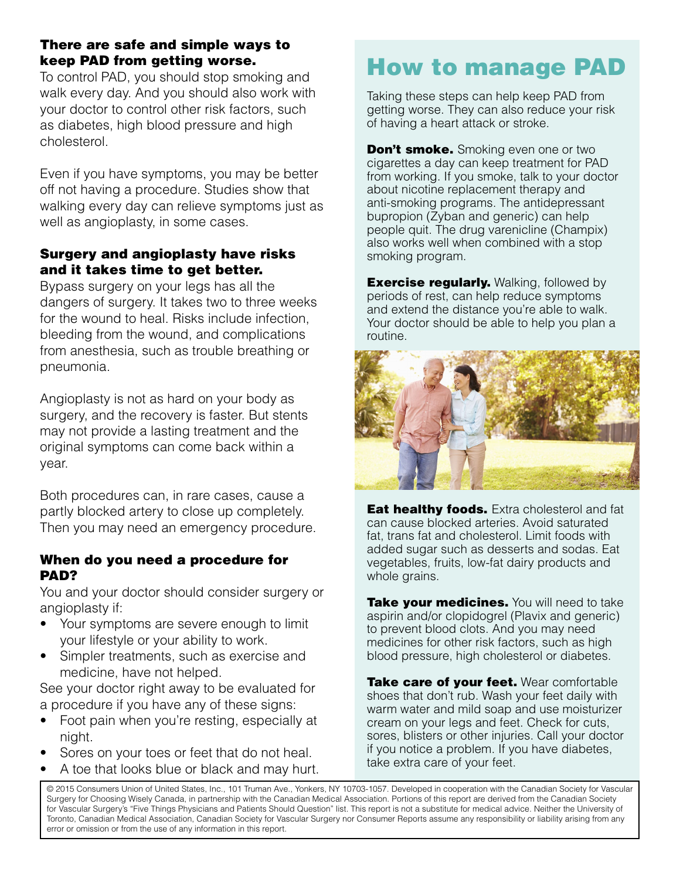### There are safe and simple ways to keep PAD from getting worse.

To control PAD, you should stop smoking and walk every day. And you should also work with your doctor to control other risk factors, such as diabetes, high blood pressure and high cholesterol.

Even if you have symptoms, you may be better off not having a procedure. Studies show that walking every day can relieve symptoms just as well as angioplasty, in some cases.

### Surgery and angioplasty have risks and it takes time to get better.

Bypass surgery on your legs has all the dangers of surgery. It takes two to three weeks for the wound to heal. Risks include infection, bleeding from the wound, and complications from anesthesia, such as trouble breathing or pneumonia.

Angioplasty is not as hard on your body as surgery, and the recovery is faster. But stents may not provide a lasting treatment and the original symptoms can come back within a year.

Both procedures can, in rare cases, cause a partly blocked artery to close up completely. Then you may need an emergency procedure.

### When do you need a procedure for PAD?

You and your doctor should consider surgery or angioplasty if:

- Your symptoms are severe enough to limit your lifestyle or your ability to work.
- Simpler treatments, such as exercise and medicine, have not helped.

See your doctor right away to be evaluated for a procedure if you have any of these signs:

- Foot pain when you're resting, especially at night.
- Sores on your toes or feet that do not heal.
- A toe that looks blue or black and may hurt.

## How to manage PAD

Taking these steps can help keep PAD from getting worse. They can also reduce your risk of having a heart attack or stroke.

**Don't smoke.** Smoking even one or two cigarettes a day can keep treatment for PAD from working. If you smoke, talk to your doctor about nicotine replacement therapy and anti-smoking programs. The antidepressant bupropion (Zyban and generic) can help people quit. The drug varenicline (Champix) also works well when combined with a stop smoking program.

**Exercise regularly.** Walking, followed by periods of rest, can help reduce symptoms and extend the distance you're able to walk. Your doctor should be able to help you plan a routine.

**Eat healthy foods.** Extra cholesterol and fat can cause blocked arteries. Avoid saturated fat, trans fat and cholesterol. Limit foods with added sugar such as desserts and sodas. Eat vegetables, fruits, low-fat dairy products and whole grains.

**Take your medicines.** You will need to take aspirin and/or clopidogrel (Plavix and generic) to prevent blood clots. And you may need medicines for other risk factors, such as high blood pressure, high cholesterol or diabetes.

**Take care of your feet.** Wear comfortable shoes that don't rub. Wash your feet daily with warm water and mild soap and use moisturizer cream on your legs and feet. Check for cuts, sores, blisters or other injuries. Call your doctor if you notice a problem. If you have diabetes, take extra care of your feet.

© 2015 Consumers Union of United States, Inc., 101 Truman Ave., Yonkers, NY 10703-1057. Developed in cooperation with the Canadian Society for Vascular Surgery for Choosing Wisely Canada, in partnership with the Canadian Medical Association. Portions of this report are derived from the Canadian Society for Vascular Surgery's "Five Things Physicians and Patients Should Question" list. This report is not a substitute for medical advice. Neither the University of Toronto, Canadian Medical Association, Canadian Society for Vascular Surgery nor Consumer Reports assume any responsibility or liability arising from any error or omission or from the use of any information in this report.